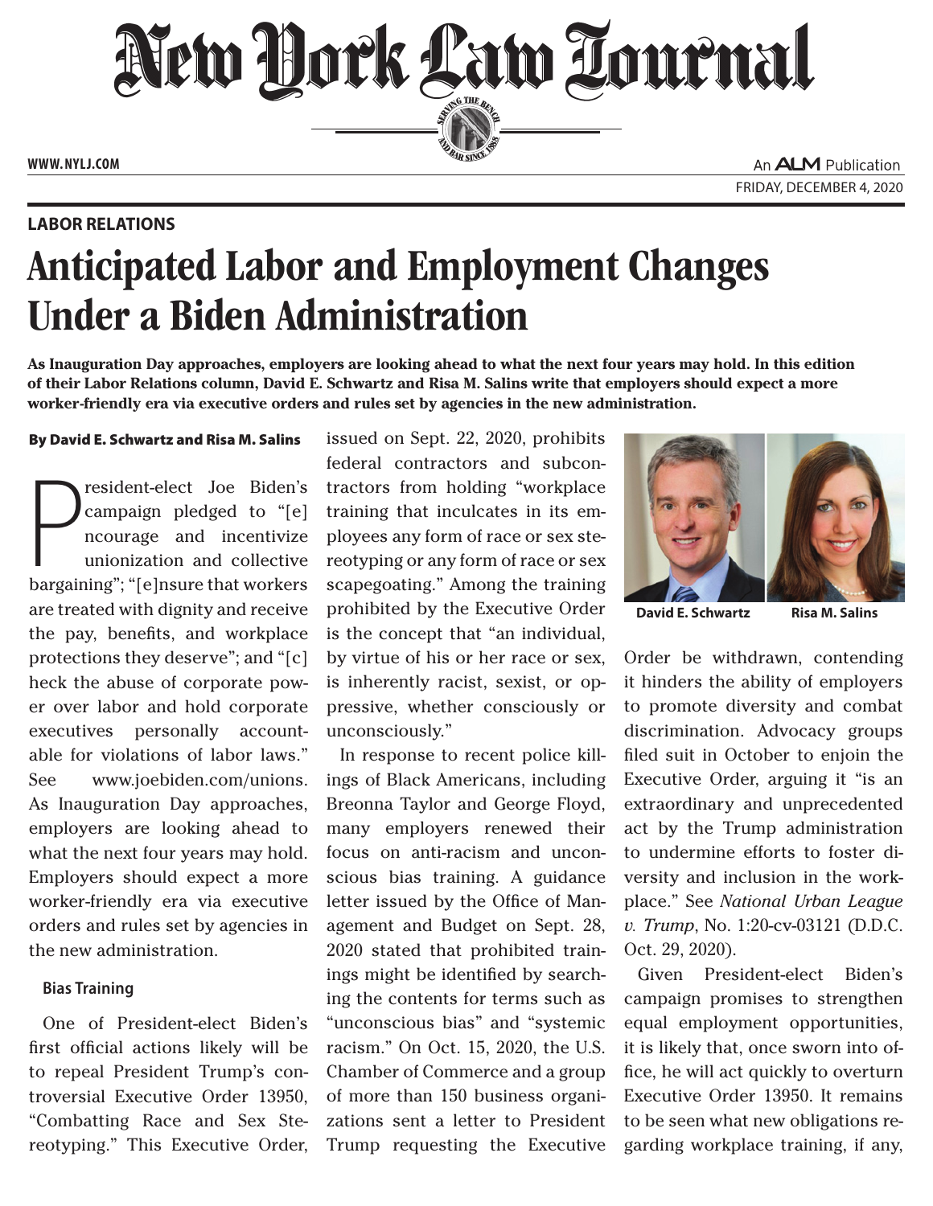# New York Law Journal

WWW.NYLJ.COM

An ALM Publication

FRIDAY, DECEMBER 4, 2020

**LABOR RELATIONS**

## Anticipated Labor and Employment Changes Under a Biden Administration

**As Inauguration Day approaches, employers are looking ahead to what the next four years may hold. In this edition of their Labor Relations column, David E. Schwartz and Risa M. Salins write that employers should expect a more worker-friendly era via executive orders and rules set by agencies in the new administration.**

**By David E. Schwartz and Risa M. Salins**

David E. Schwartz    Risa M. Salins

President-elect Joe Biden's campaign pledged to "[e]ncourage and incentivize unionization and collective bargaining"; "[e]nsure that workers are treated with dignity and receive the pay, benefits, and workplace protections they deserve"; and "[c]heck the abuse of corporate power over labor and hold corporate executives personally accountable for violations of labor laws." See www.joebiden.com/unions. As Inauguration Day approaches, employers are looking ahead to what the next four years may hold. Employers should expect a more worker-friendly era via executive orders and rules set by agencies in the new administration.

### Bias Training

One of President-elect Biden's first official actions likely will be to repeal President Trump's controversial Executive Order 13950, "Combatting Race and Sex Stereotyping." This Executive Order, issued on Sept. 22, 2020, prohibits federal contractors and subcontractors from holding "workplace training that inculcates in its employees any form of race or sex stereotyping or any form of race or sex scapegoating." Among the training prohibited by the Executive Order is the concept that "an individual, by virtue of his or her race or sex, is inherently racist, sexist, or oppressive, whether consciously or unconsciously."

In response to recent police killings of Black Americans, including Breonna Taylor and George Floyd, many employers renewed their focus on anti-racism and unconscious bias training. A guidance letter issued by the Office of Management and Budget on Sept. 28, 2020 stated that prohibited trainings might be identified by searching the contents for terms such as "unconscious bias" and "systemic racism." On Oct. 15, 2020, the U.S. Chamber of Commerce and a group of more than 150 business organizations sent a letter to President Trump requesting the Executive Order be withdrawn, contending it hinders the ability of employers to promote diversity and combat discrimination. Advocacy groups filed suit in October to enjoin the Executive Order, arguing it "is an extraordinary and unprecedented act by the Trump administration to undermine efforts to foster diversity and inclusion in the workplace." See *National Urban League v. Trump*, No. 1:20-cv-03121 (D.D.C. Oct. 29, 2020).

Given President-elect Biden's campaign promises to strengthen equal employment opportunities, it is likely that, once sworn into office, he will act quickly to overturn Executive Order 13950. It remains to be seen what new obligations regarding workplace training, if any,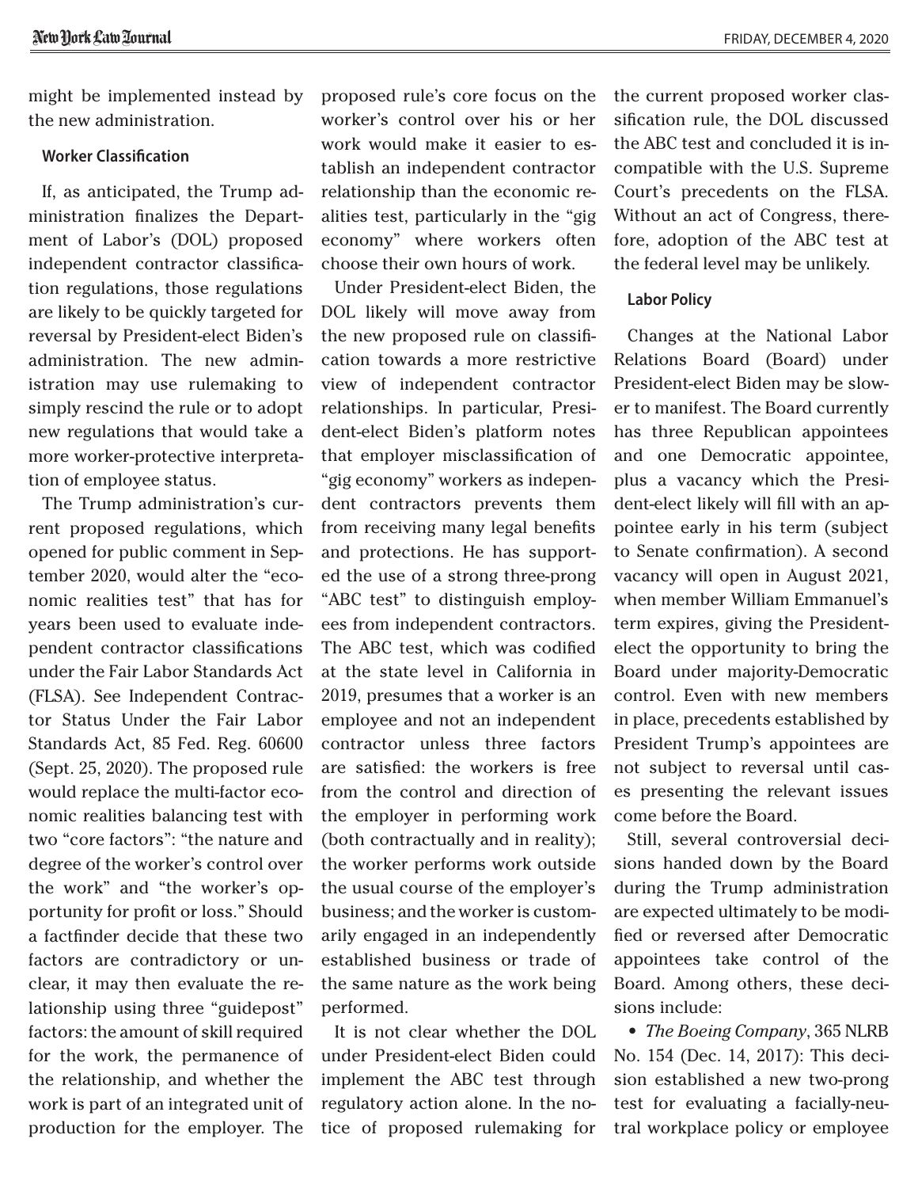might be implemented instead by the new administration.

### Worker Classification

If, as anticipated, the Trump administration finalizes the Department of Labor's (DOL) proposed independent contractor classification regulations, those regulations are likely to be quickly targeted for reversal by President-elect Biden's administration. The new administration may use rulemaking to simply rescind the rule or to adopt new regulations that would take a more worker-protective interpretation of employee status.

The Trump administration's current proposed regulations, which opened for public comment in September 2020, would alter the "economic realities test" that has for years been used to evaluate independent contractor classifications under the Fair Labor Standards Act (FLSA). See Independent Contractor Status Under the Fair Labor Standards Act, 85 Fed. Reg. 60600 (Sept. 25, 2020). The proposed rule would replace the multi-factor economic realities balancing test with two "core factors": "the nature and degree of the worker's control over the work" and "the worker's opportunity for profit or loss." Should a factfinder decide that these two factors are contradictory or unclear, it may then evaluate the relationship using three "guidepost" factors: the amount of skill required for the work, the permanence of the relationship, and whether the work is part of an integrated unit of production for the employer. The proposed rule's core focus on the worker's control over his or her work would make it easier to establish an independent contractor relationship than the economic realities test, particularly in the "gig economy" where workers often choose their own hours of work.

Under President-elect Biden, the DOL likely will move away from the new proposed rule on classification towards a more restrictive view of independent contractor relationships. In particular, President-elect Biden's platform notes that employer misclassification of "gig economy" workers as independent contractors prevents them from receiving many legal benefits and protections. He has supported the use of a strong three-prong "ABC test" to distinguish employees from independent contractors. The ABC test, which was codified at the state level in California in 2019, presumes that a worker is an employee and not an independent contractor unless three factors are satisfied: the workers is free from the control and direction of the employer in performing work (both contractually and in reality); the worker performs work outside the usual course of the employer's business; and the worker is customarily engaged in an independently established business or trade of the same nature as the work being performed.

It is not clear whether the DOL under President-elect Biden could implement the ABC test through regulatory action alone. In the notice of proposed rulemaking for the current proposed worker classification rule, the DOL discussed the ABC test and concluded it is incompatible with the U.S. Supreme Court's precedents on the FLSA. Without an act of Congress, therefore, adoption of the ABC test at the federal level may be unlikely.

### Labor Policy

Changes at the National Labor Relations Board (Board) under President-elect Biden may be slower to manifest. The Board currently has three Republican appointees and one Democratic appointee, plus a vacancy which the President-elect likely will fill with an appointee early in his term (subject to Senate confirmation). A second vacancy will open in August 2021, when member William Emmanuel's term expires, giving the President-elect the opportunity to bring the Board under majority-Democratic control. Even with new members in place, precedents established by President Trump's appointees are not subject to reversal until cases presenting the relevant issues come before the Board.

Still, several controversial decisions handed down by the Board during the Trump administration are expected ultimately to be modified or reversed after Democratic appointees take control of the Board. Among others, these decisions include:

- *The Boeing Company*, 365 NLRB No. 154 (Dec. 14, 2017): This decision established a new two-prong test for evaluating a facially-neutral workplace policy or employee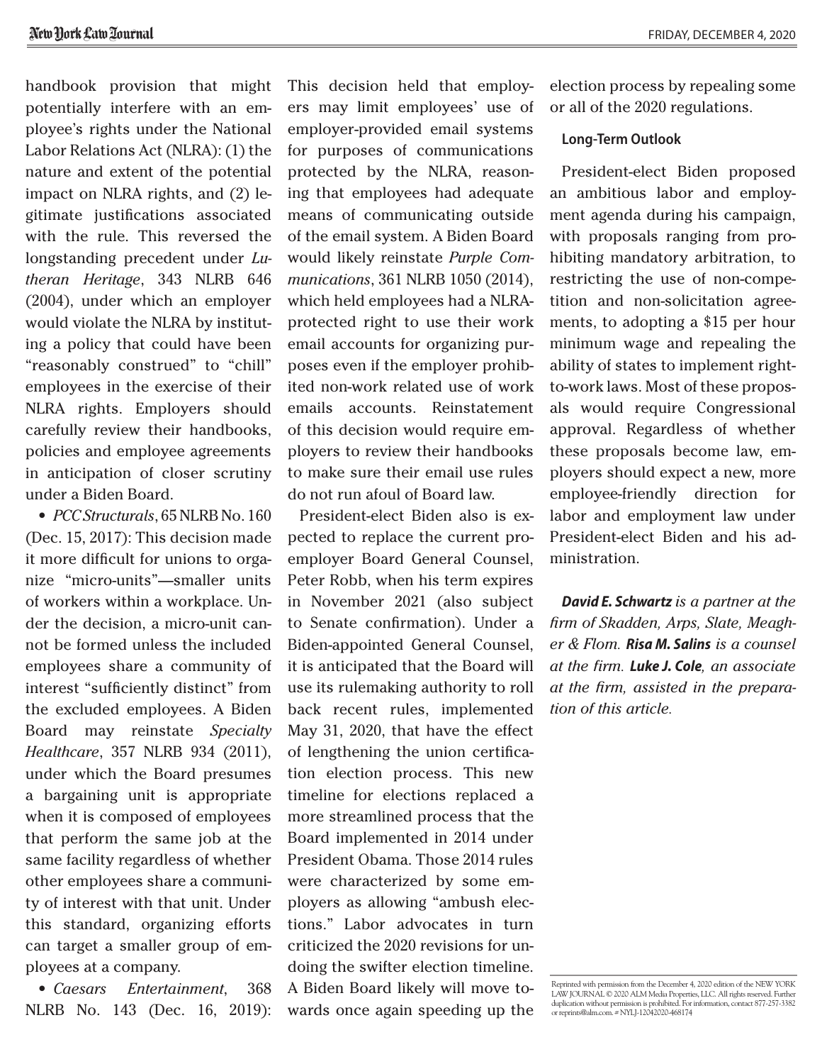handbook provision that might potentially interfere with an employee's rights under the National Labor Relations Act (NLRA): (1) the nature and extent of the potential impact on NLRA rights, and (2) legitimate justifications associated with the rule. This reversed the longstanding precedent under *Lutheran Heritage*, 343 NLRB 646 (2004), under which an employer would violate the NLRA by instituting a policy that could have been "reasonably construed" to "chill" employees in the exercise of their NLRA rights. Employers should carefully review their handbooks, policies and employee agreements in anticipation of closer scrutiny under a Biden Board.

- *PCC Structurals*, 65 NLRB No. 160 (Dec. 15, 2017): This decision made it more difficult for unions to organize "micro-units"—smaller units of workers within a workplace. Under the decision, a micro-unit cannot be formed unless the included employees share a community of interest "sufficiently distinct" from the excluded employees. A Biden Board may reinstate *Specialty Healthcare*, 357 NLRB 934 (2011), under which the Board presumes a bargaining unit is appropriate when it is composed of employees that perform the same job at the same facility regardless of whether other employees share a community of interest with that unit. Under this standard, organizing efforts can target a smaller group of employees at a company.
- *Caesars Entertainment*, 368 NLRB No. 143 (Dec. 16, 2019): This decision held that employers may limit employees' use of employer-provided email systems for purposes of communications protected by the NLRA, reasoning that employees had adequate means of communicating outside of the email system. A Biden Board would likely reinstate *Purple Communications*, 361 NLRB 1050 (2014), which held employees had a NLRA-protected right to use their work email accounts for organizing purposes even if the employer prohibited non-work related use of work emails accounts. Reinstatement of this decision would require employers to review their handbooks to make sure their email use rules do not run afoul of Board law.

President-elect Biden also is expected to replace the current pro-employer Board General Counsel, Peter Robb, when his term expires in November 2021 (also subject to Senate confirmation). Under a Biden-appointed General Counsel, it is anticipated that the Board will use its rulemaking authority to roll back recent rules, implemented May 31, 2020, that have the effect of lengthening the union certification election process. This new timeline for elections replaced a more streamlined process that the Board implemented in 2014 under President Obama. Those 2014 rules were characterized by some employers as allowing "ambush elections." Labor advocates in turn criticized the 2020 revisions for undoing the swifter election timeline. A Biden Board likely will move towards once again speeding up the election process by repealing some or all of the 2020 regulations.

#### Long-Term Outlook

President-elect Biden proposed an ambitious labor and employment agenda during his campaign, with proposals ranging from prohibiting mandatory arbitration, to restricting the use of non-competition and non-solicitation agreements, to adopting a $15 per hour minimum wage and repealing the ability of states to implement right-to-work laws. Most of these proposals would require Congressional approval. Regardless of whether these proposals become law, employers should expect a new, more employee-friendly direction for labor and employment law under President-elect Biden and his administration.

***David E. Schwartz*** *is a partner at the firm of Skadden, Arps, Slate, Meagher & Flom.* ***Risa M. Salins*** *is a counsel at the firm.* ***Luke J. Cole****, an associate at the firm, assisted in the preparation of this article.*

Reprinted with permission from the December 4, 2020 edition of the NEW YORK LAW JOURNAL © 2020 ALM Media Properties, LLC. All rights reserved. Further duplication without permission is prohibited. For information, contact 877-257-3382 or reprints@alm.com. # NYLJ-12042020-468174